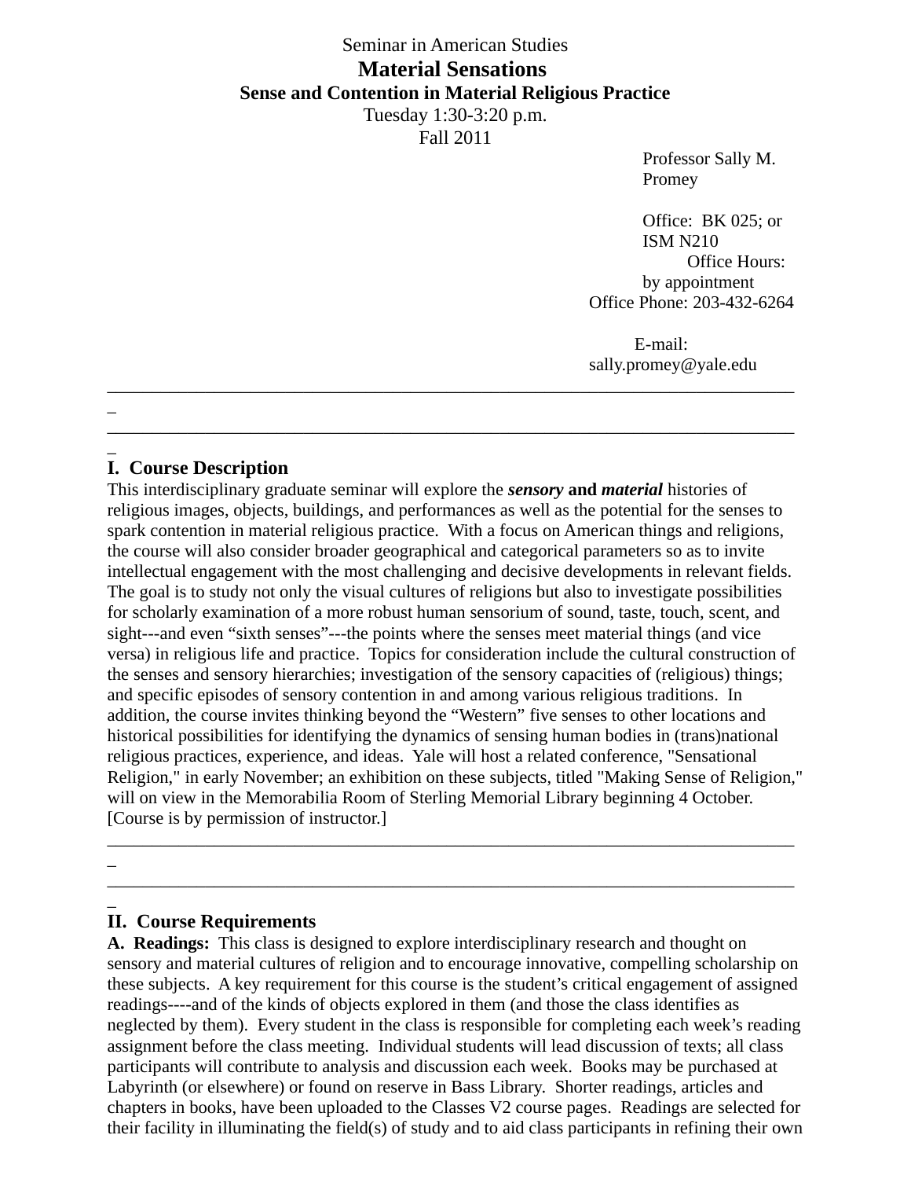Seminar in American Studies

# Material Sensations

## Sense and Contention in Material Religious Practice

Tuesday 1:30-3:20 p.m.

Fall 2011

Professor Sally M. Promey

Office: BK 025; or ISM N210

Office Hours: by appointment

Office Phone: 203-432-6264

E-mail: sally.promey@yale.edu

---

## I. Course Description

This interdisciplinary graduate seminar will explore the ***sensory*** **and** ***material*** histories of religious images, objects, buildings, and performances as well as the potential for the senses to spark contention in material religious practice. With a focus on American things and religions, the course will also consider broader geographical and categorical parameters so as to invite intellectual engagement with the most challenging and decisive developments in relevant fields. The goal is to study not only the visual cultures of religions but also to investigate possibilities for scholarly examination of a more robust human sensorium of sound, taste, touch, scent, and sight---and even "sixth senses"---the points where the senses meet material things (and vice versa) in religious life and practice. Topics for consideration include the cultural construction of the senses and sensory hierarchies; investigation of the sensory capacities of (religious) things; and specific episodes of sensory contention in and among various religious traditions. In addition, the course invites thinking beyond the "Western" five senses to other locations and historical possibilities for identifying the dynamics of sensing human bodies in (trans)national religious practices, experience, and ideas. Yale will host a related conference, "Sensational Religion," in early November; an exhibition on these subjects, titled "Making Sense of Religion," will on view in the Memorabilia Room of Sterling Memorial Library beginning 4 October. [Course is by permission of instructor.]

---

## II. Course Requirements

**A. Readings:** This class is designed to explore interdisciplinary research and thought on sensory and material cultures of religion and to encourage innovative, compelling scholarship on these subjects. A key requirement for this course is the student's critical engagement of assigned readings----and of the kinds of objects explored in them (and those the class identifies as neglected by them). Every student in the class is responsible for completing each week's reading assignment before the class meeting. Individual students will lead discussion of texts; all class participants will contribute to analysis and discussion each week. Books may be purchased at Labyrinth (or elsewhere) or found on reserve in Bass Library. Shorter readings, articles and chapters in books, have been uploaded to the Classes V2 course pages. Readings are selected for their facility in illuminating the field(s) of study and to aid class participants in refining their own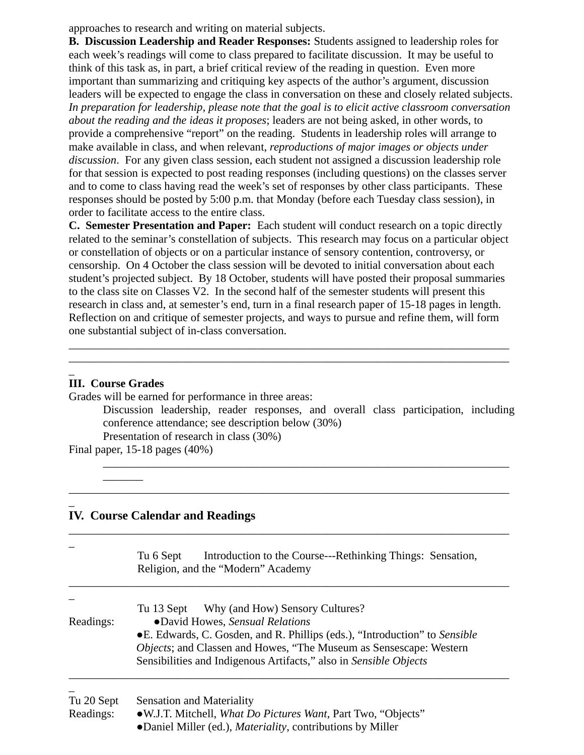approaches to research and writing on material subjects.

**B. Discussion Leadership and Reader Responses:** Students assigned to leadership roles for each week's readings will come to class prepared to facilitate discussion. It may be useful to think of this task as, in part, a brief critical review of the reading in question. Even more important than summarizing and critiquing key aspects of the author's argument, discussion leaders will be expected to engage the class in conversation on these and closely related subjects. *In preparation for leadership, please note that the goal is to elicit active classroom conversation about the reading and the ideas it proposes*; leaders are not being asked, in other words, to provide a comprehensive "report" on the reading. Students in leadership roles will arrange to make available in class, and when relevant, *reproductions of major images or objects under discussion*. For any given class session, each student not assigned a discussion leadership role for that session is expected to post reading responses (including questions) on the classes server and to come to class having read the week's set of responses by other class participants. These responses should be posted by 5:00 p.m. that Monday (before each Tuesday class session), in order to facilitate access to the entire class.

**C. Semester Presentation and Paper:** Each student will conduct research on a topic directly related to the seminar's constellation of subjects. This research may focus on a particular object or constellation of objects or on a particular instance of sensory contention, controversy, or censorship. On 4 October the class session will be devoted to initial conversation about each student's projected subject. By 18 October, students will have posted their proposal summaries to the class site on Classes V2. In the second half of the semester students will present this research in class and, at semester's end, turn in a final research paper of 15-18 pages in length. Reflection on and critique of semester projects, and ways to pursue and refine them, will form one substantial subject of in-class conversation.

---

## III. Course Grades

Grades will be earned for performance in three areas:

- Discussion leadership, reader responses, and overall class participation, including conference attendance; see description below (30%)
- Presentation of research in class (30%)
- Final paper, 15-18 pages (40%)

---

## IV. Course Calendar and Readings

---

Tu 6 Sept — Introduction to the Course---Rethinking Things: Sensation, Religion, and the "Modern" Academy

---

Tu 13 Sept — Why (and How) Sensory Cultures?

Readings:
- David Howes, *Sensual Relations*
- E. Edwards, C. Gosden, and R. Phillips (eds.), "Introduction" to *Sensible Objects*; and Classen and Howes, "The Museum as Sensescape: Western Sensibilities and Indigenous Artifacts," also in *Sensible Objects*

---

Tu 20 Sept — Sensation and Materiality

Readings:
- W.J.T. Mitchell, *What Do Pictures Want*, Part Two, "Objects"
- Daniel Miller (ed.), *Materiality*, contributions by Miller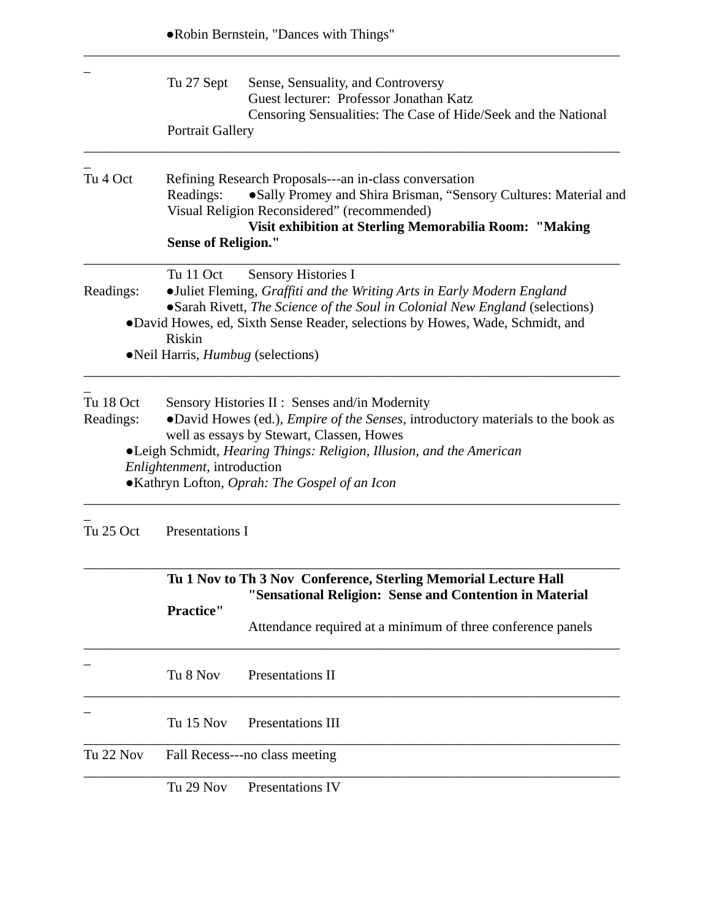●Robin Bernstein, "Dances with Things"

---

Tu 27 Sept — Sense, Sensuality, and Controversy
Guest lecturer: Professor Jonathan Katz
Censoring Sensualities: The Case of Hide/Seek and the National Portrait Gallery

---

Tu 4 Oct — Refining Research Proposals---an in-class conversation
Readings: ●Sally Promey and Shira Brisman, "Sensory Cultures: Material and Visual Religion Reconsidered" (recommended)
**Visit exhibition at Sterling Memorabilia Room: "Making Sense of Religion."**

---

Tu 11 Oct — Sensory Histories I
Readings:
- ●Juliet Fleming, *Graffiti and the Writing Arts in Early Modern England*
- ●Sarah Rivett, *The Science of the Soul in Colonial New England* (selections)
- ●David Howes, ed, Sixth Sense Reader, selections by Howes, Wade, Schmidt, and Riskin
- ●Neil Harris, *Humbug* (selections)

---

Tu 18 Oct — Sensory Histories II : Senses and/in Modernity
Readings:
- ●David Howes (ed.), *Empire of the Senses*, introductory materials to the book as well as essays by Stewart, Classen, Howes
- ●Leigh Schmidt, *Hearing Things: Religion, Illusion, and the American Enlightenment*, introduction
- ●Kathryn Lofton, *Oprah: The Gospel of an Icon*

---

Tu 25 Oct — Presentations I

---

**Tu 1 Nov to Th 3 Nov Conference, Sterling Memorial Lecture Hall**
**"Sensational Religion: Sense and Contention in Material Practice"**
Attendance required at a minimum of three conference panels

---

Tu 8 Nov — Presentations II

---

Tu 15 Nov — Presentations III

---

Tu 22 Nov — Fall Recess---no class meeting

---

Tu 29 Nov — Presentations IV